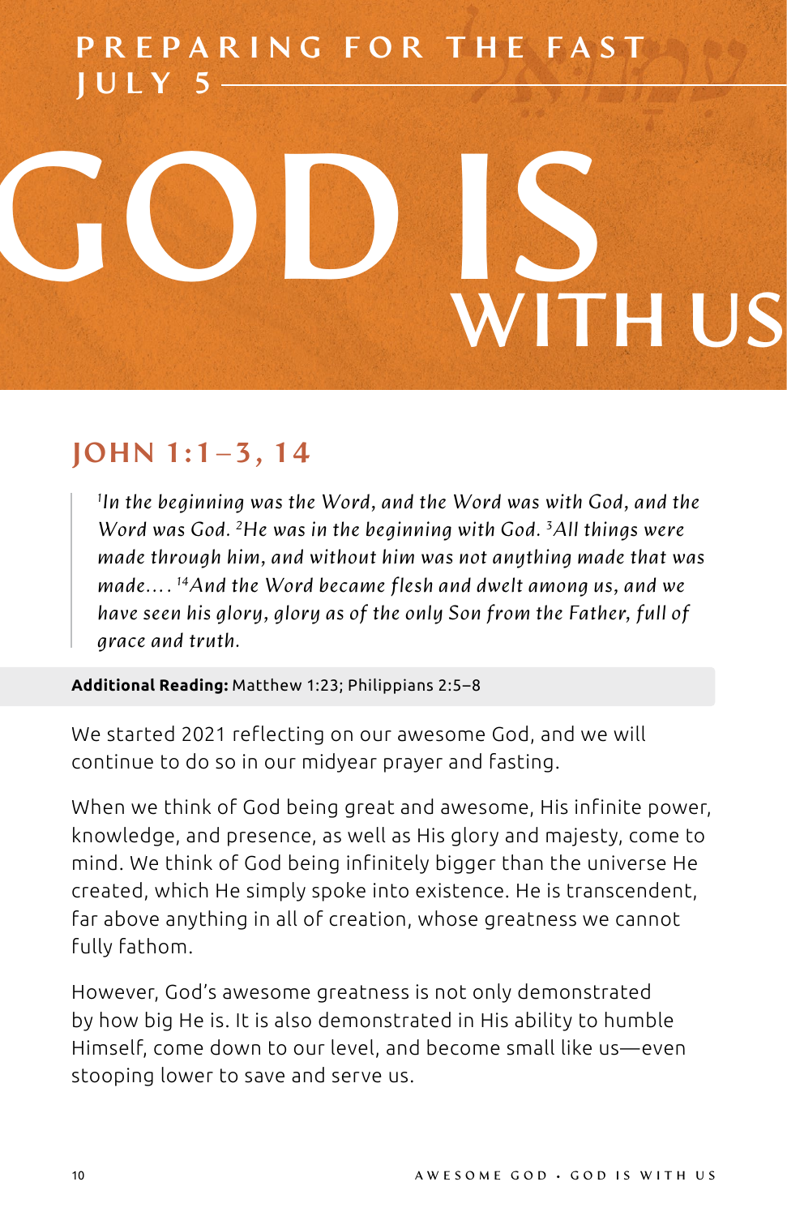PREPARING FOR THE FAST
JULY 5

# GOD IS WITH US

## JOHN 1:1–3, 14

> *[1]In the beginning was the Word, and the Word was with God, and the Word was God. [2]He was in the beginning with God. [3]All things were made through him, and without him was not anything made that was made.... [14]And the Word became flesh and dwelt among us, and we have seen his glory, glory as of the only Son from the Father, full of grace and truth.*

**Additional Reading:** Matthew 1:23; Philippians 2:5–8

We started 2021 reflecting on our awesome God, and we will continue to do so in our midyear prayer and fasting.

When we think of God being great and awesome, His infinite power, knowledge, and presence, as well as His glory and majesty, come to mind. We think of God being infinitely bigger than the universe He created, which He simply spoke into existence. He is transcendent, far above anything in all of creation, whose greatness we cannot fully fathom.

However, God's awesome greatness is not only demonstrated by how big He is. It is also demonstrated in His ability to humble Himself, come down to our level, and become small like us—even stooping lower to save and serve us.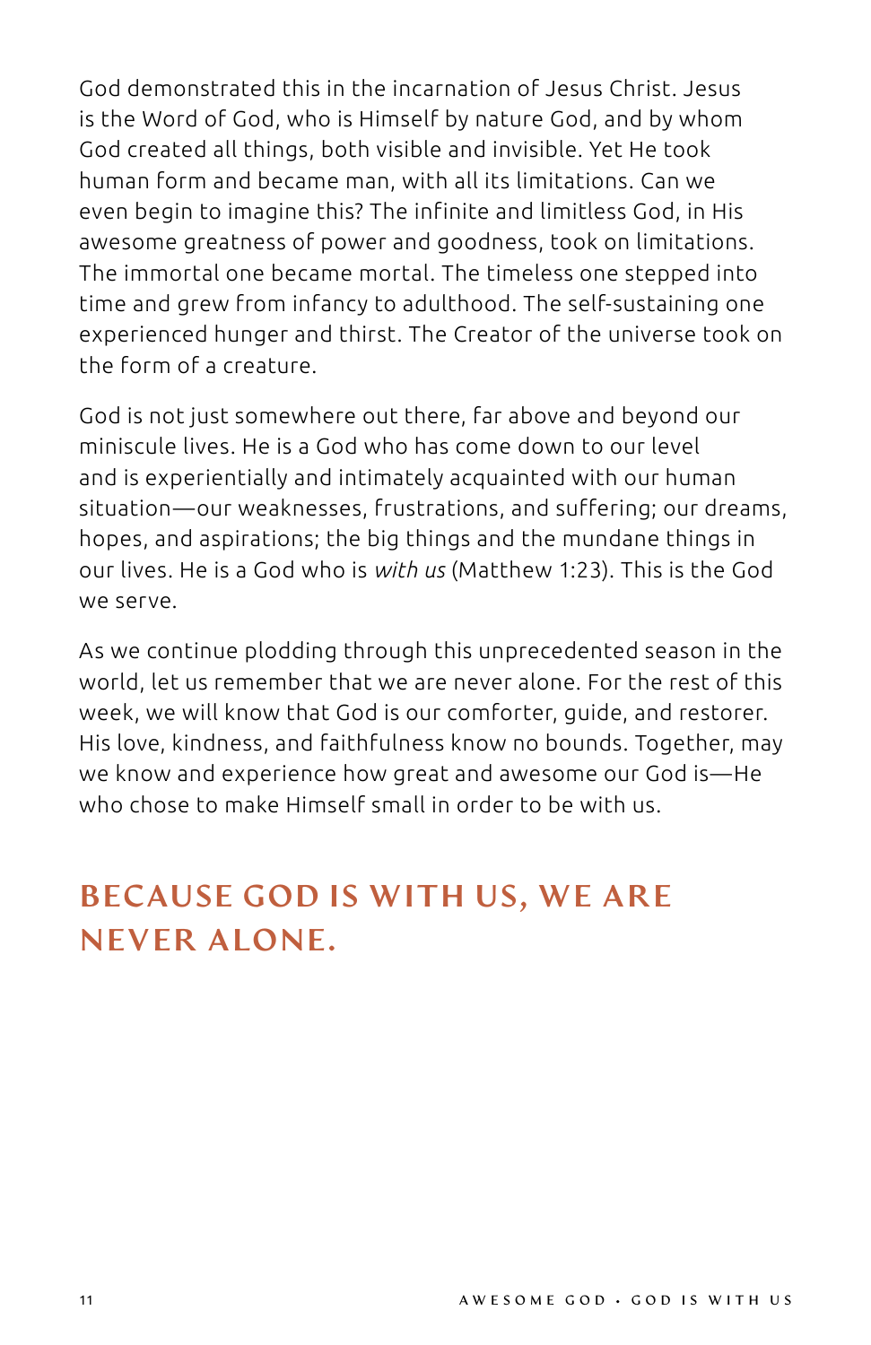God demonstrated this in the incarnation of Jesus Christ. Jesus is the Word of God, who is Himself by nature God, and by whom God created all things, both visible and invisible. Yet He took human form and became man, with all its limitations. Can we even begin to imagine this? The infinite and limitless God, in His awesome greatness of power and goodness, took on limitations. The immortal one became mortal. The timeless one stepped into time and grew from infancy to adulthood. The self-sustaining one experienced hunger and thirst. The Creator of the universe took on the form of a creature.

God is not just somewhere out there, far above and beyond our miniscule lives. He is a God who has come down to our level and is experientially and intimately acquainted with our human situation—our weaknesses, frustrations, and suffering; our dreams, hopes, and aspirations; the big things and the mundane things in our lives. He is a God who is *with us* (Matthew 1:23). This is the God we serve.

As we continue plodding through this unprecedented season in the world, let us remember that we are never alone. For the rest of this week, we will know that God is our comforter, guide, and restorer. His love, kindness, and faithfulness know no bounds. Together, may we know and experience how great and awesome our God is—He who chose to make Himself small in order to be with us.

## BECAUSE GOD IS WITH US, WE ARE NEVER ALONE.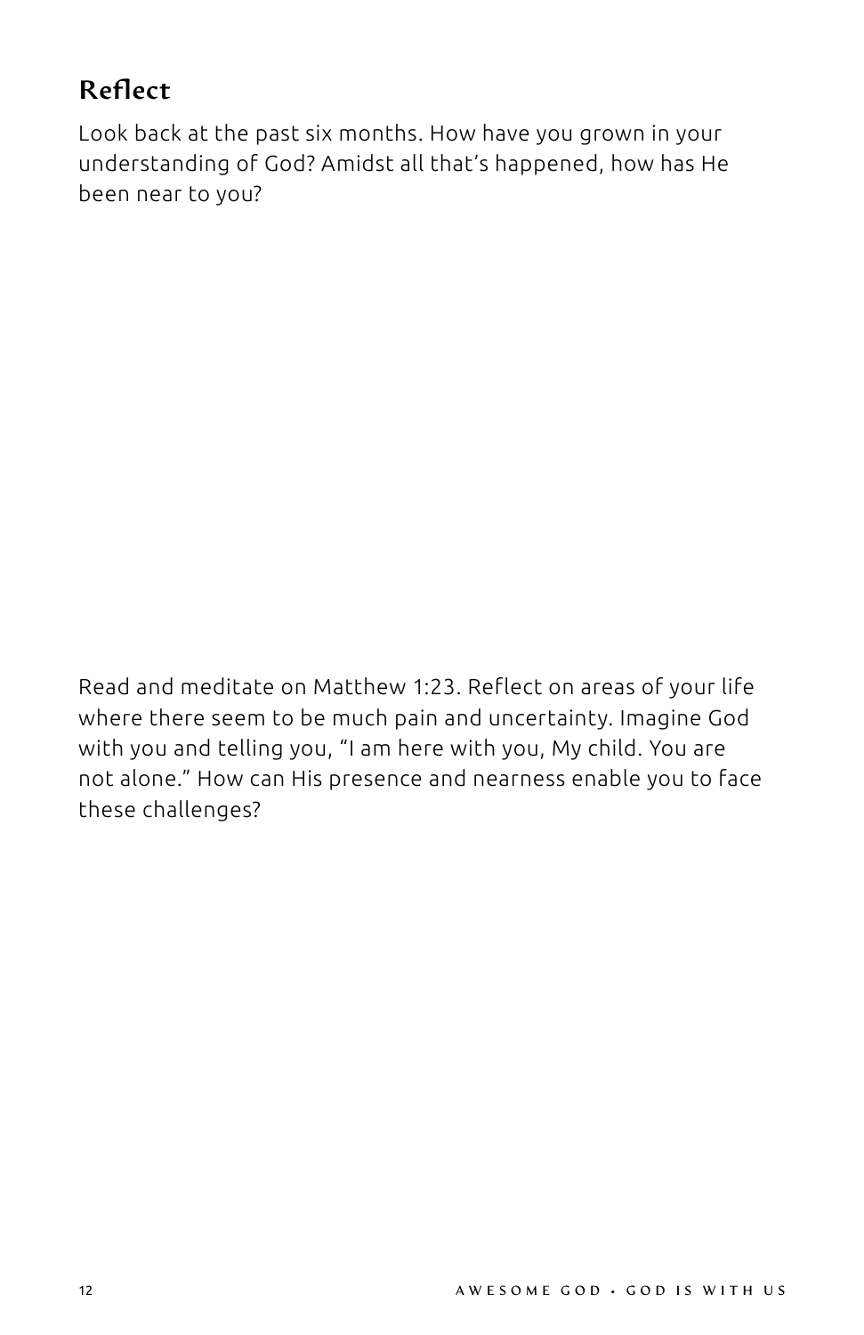## Reflect

Look back at the past six months. How have you grown in your understanding of God? Amidst all that's happened, how has He been near to you?

Read and meditate on Matthew 1:23. Reflect on areas of your life where there seem to be much pain and uncertainty. Imagine God with you and telling you, "I am here with you, My child. You are not alone." How can His presence and nearness enable you to face these challenges?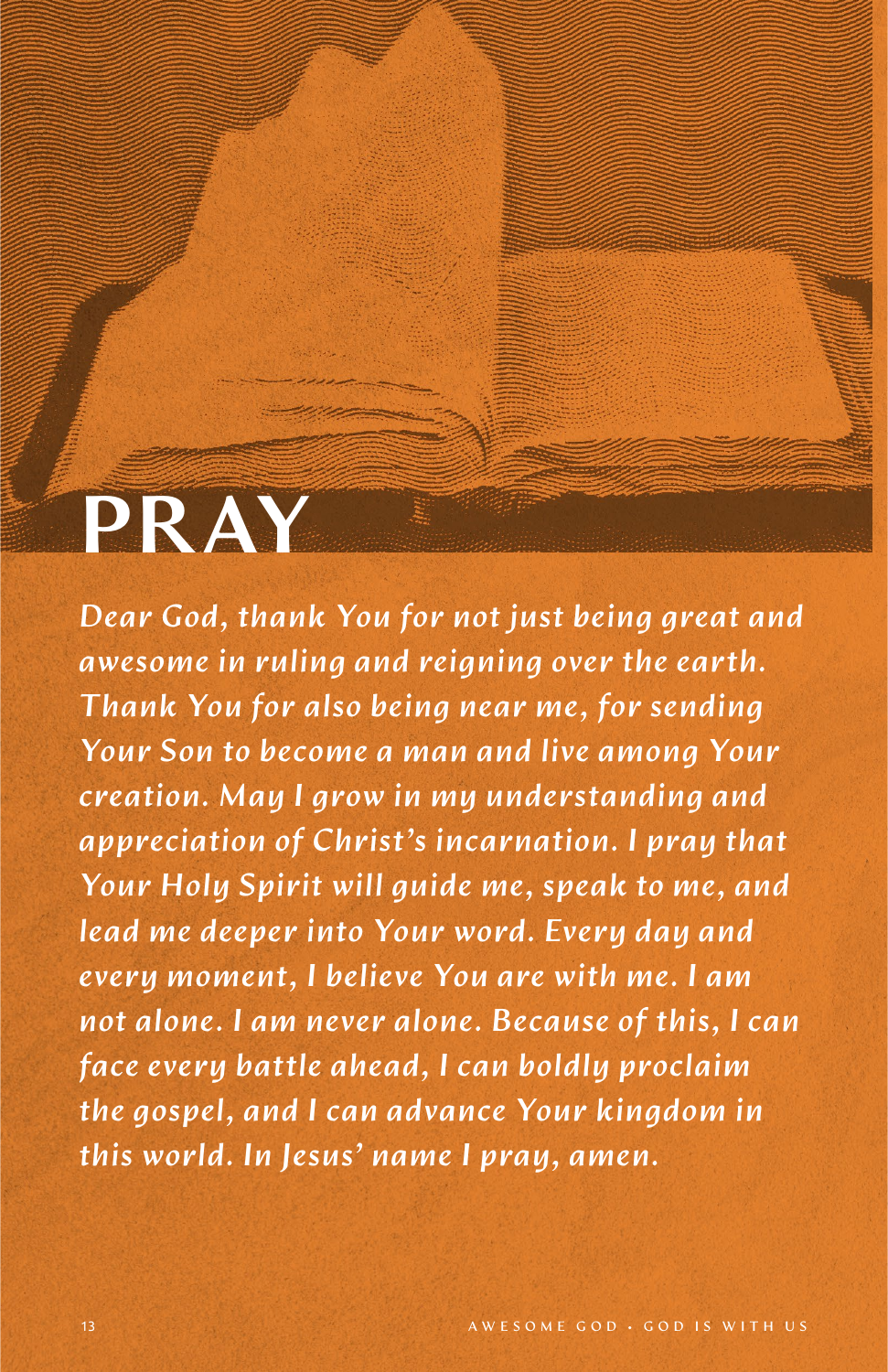# PRAY

*Dear God, thank You for not just being great and awesome in ruling and reigning over the earth. Thank You for also being near me, for sending Your Son to become a man and live among Your creation. May I grow in my understanding and appreciation of Christ's incarnation. I pray that Your Holy Spirit will guide me, speak to me, and lead me deeper into Your word. Every day and every moment, I believe You are with me. I am not alone. I am never alone. Because of this, I can face every battle ahead, I can boldly proclaim the gospel, and I can advance Your kingdom in this world. In Jesus' name I pray, amen.*